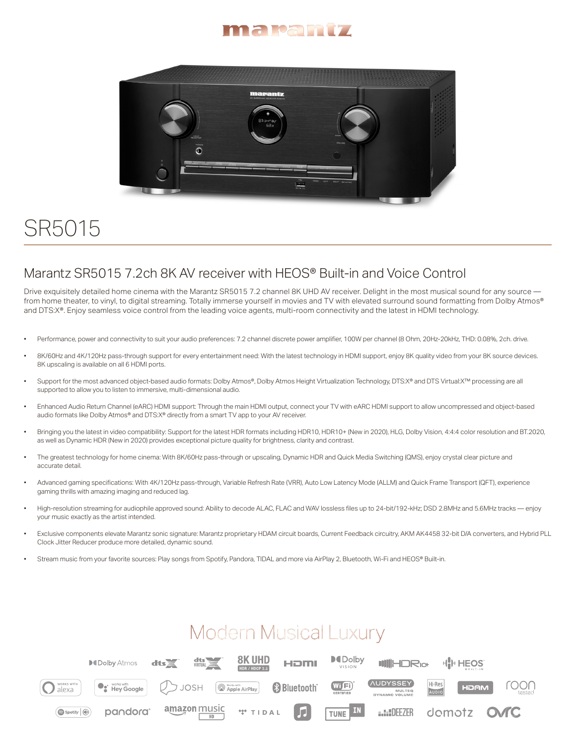# marantz

## SR5015

## Marantz SR5015 7.2ch 8K AV receiver with HEOS® Built-in and Voice Control

Drive exquisitely detailed home cinema with the Marantz SR5015 7.2 channel 8K UHD AV receiver. Delight in the most musical sound for any source — from home theater, to vinyl, to digital streaming. Totally immerse yourself in movies and TV with elevated surround sound formatting from Dolby Atmos® and DTS:X®. Enjoy seamless voice control from the leading voice agents, multi-room connectivity and the latest in HDMI technology.

- Performance, power and connectivity to suit your audio preferences: 7.2 channel discrete power amplifier, 100W per channel (8 Ohm, 20Hz-20kHz, THD: 0.08%, 2ch. drive.
- 8K/60Hz and 4K/120Hz pass-through support for every entertainment need: With the latest technology in HDMI support, enjoy 8K quality video from your 8K source devices. 8K upscaling is available on all 6 HDMI ports.
- Support for the most advanced object-based audio formats: Dolby Atmos®, Dolby Atmos Height Virtualization Technology, DTS:X® and DTS Virtual:X™ processing are all supported to allow you to listen to immersive, multi-dimensional audio.
- Enhanced Audio Return Channel (eARC) HDMI support: Through the main HDMI output, connect your TV with eARC HDMI support to allow uncompressed and object-based audio formats like Dolby Atmos® and DTS:X® directly from a smart TV app to your AV receiver.
- Bringing you the latest in video compatibility: Support for the latest HDR formats including HDR10, HDR10+ (New in 2020), HLG, Dolby Vision, 4:4:4 color resolution and BT.2020, as well as Dynamic HDR (New in 2020) provides exceptional picture quality for brightness, clarity and contrast.
- The greatest technology for home cinema: With 8K/60Hz pass-through or upscaling, Dynamic HDR and Quick Media Switching (QMS), enjoy crystal clear picture and accurate detail.
- Advanced gaming specifications: With 4K/120Hz pass-through, Variable Refresh Rate (VRR), Auto Low Latency Mode (ALLM) and Quick Frame Transport (QFT), experience gaming thrills with amazing imaging and reduced lag.
- High-resolution streaming for audiophile approved sound: Ability to decode ALAC, FLAC and WAV lossless files up to 24-bit/192-kHz; DSD 2.8MHz and 5.6MHz tracks — enjoy your music exactly as the artist intended.
- Exclusive components elevate Marantz sonic signature: Marantz proprietary HDAM circuit boards, Current Feedback circuitry, AKM AK4458 32-bit D/A converters, and Hybrid PLL Clock Jitter Reducer produce more detailed, dynamic sound.
- Stream music from your favorite sources: Play songs from Spotify, Pandora, TIDAL and more via AirPlay 2, Bluetooth, Wi-Fi and HEOS® Built-in.

## Modern Musical Luxury

Dolby Atmos · dts:X · dts Virtual:X · 8K UHD HDR / HDCP 2.3 · HDMI · Dolby Vision · HDR10+ · HEOS Built-in · Works with Alexa · Works with Hey Google · JOSH · Works with Apple AirPlay · Bluetooth · Wi-Fi Certified · Audyssey MultEQ Dynamic Volume · Hi-Res Audio · HDAM · roon tested · Spotify · pandora · amazon music HD · TIDAL · TuneIn · DEEZER · domotz · OvrC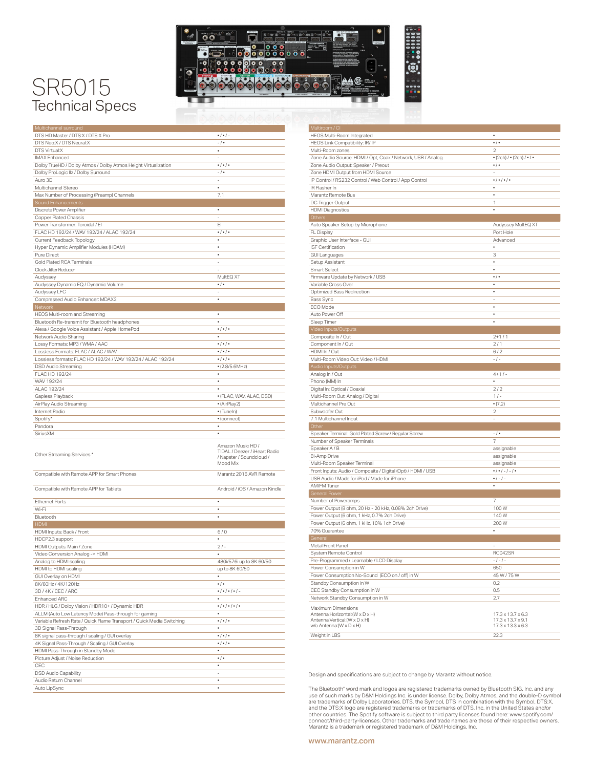# SR5015
## Technical Specs

| | |
|---|---|
| **Multichannel surround** | |
| DTS HD Master / DTS:X / DTS:X Pro | • / • / - |
| DTS Neo:X / DTS Neural:X | - / • |
| DTS Virtual:X | • |
| IMAX Enhanced | - |
| Dolby TrueHD / Dolby Atmos / Dolby Atmos Height Virtualization | • / • / • |
| Dolby ProLogic IIz / Dolby Surround | - / • |
| Auro 3D | - |
| Multichannel Stereo | • |
| Max Number of Processing (Preamp) Channels | 7.1 |
| **Sound Enhancements** | |
| Discrete Power Amplifier | • |
| Copper Plated Chassis | - |
| Power Transformer: Toroidal / EI | EI |
| FLAC HD 192/24 / WAV 192/24 / ALAC 192/24 | • / • / • |
| Current Feedback Topology | • |
| Hyper Dynamic Amplifier Modules (HDAM) | • |
| Pure Direct | • |
| Gold Plated RCA Terminals | - |
| Clock Jitter Reducer | - |
| Audyssey | MultEQ XT |
| Audyssey Dynamic EQ / Dynamic Volume | • / • |
| Audyssey LFC | - |
| Compressed Audio Enhancer: MDAX2 | • |
| **Network** | |
| HEOS Multi-room and Streaming | • |
| Bluetooth Re-transmit for Bluetooth headphones | • |
| Alexa / Google Voice Assistant / Apple HomePod | • / • / • |
| Network Audio Sharing | • |
| Lossy Formats: MP3 / WMA / AAC | • / • / • |
| Lossless Formats: FLAC / ALAC / WAV | • / • / • |
| Lossless formats: FLAC HD 192/24 / WAV 192/24 / ALAC 192/24 | • / • / • |
| DSD Audio Streaming | • (2.8/5.6MHz) |
| FLAC HD 192/24 | • |
| WAV 192/24 | • |
| ALAC 192/24 | • |
| Gapless Playback | • (FLAC, WAV, ALAC, DSD) |
| AirPlay Audio Streaming | • (AirPlay2) |
| Internet Radio | • (TuneIn) |
| Spotify* | • (connect) |
| Pandora | • |
| SiriusXM | • |
| Other Streaming Services * | Amazon Music HD / TIDAL / Deezer / iHeart Radio / Napster / Soundcloud / Mood Mix |
| Compatible with Remote APP for Smart Phones | Marantz 2016 AVR Remote |
| Compatible with Remote APP for Tablets | Android / iOS / Amazon Kindle |
| Ethernet Ports | • |
| Wi-Fi | • |
| Bluetooth | • |
| **HDMI** | |
| HDMI Inputs: Back / Front | 6 / 0 |
| HDCP2.3 support | • |
| HDMI Outputs: Main / Zone | 2 / - |
| Video Conversion Analog -> HDMI | • |
| Analog to HDMI scaling | 480i/576i up to 8K 60/50 |
| HDMI to HDMI scaling | up to 8K 60/50 |
| GUI Overlay on HDMI | • |
| 8K/60Hz / 4K/120Hz | • / • |
| 3D / 4K / CEC / ARC | • / • / • / • / - |
| Enhanced ARC | • |
| HDR / HLG / Dolby Vision / HDR10+ / Dynamic HDR | • / • / • / • / • |
| ALLM (Auto Low Latency Mode) Pass-through for gaming | • |
| Variable Refresh Rate / Quick Flame Transport / Quick Media Switching | • / • / • |
| 3D Signal Pass-Through | • |
| 8K signal pass-through / scaling / GUI overlay | • / • / • |
| 4K Signal Pass-Through / Scaling / GUI Overlay | • / • / • |
| HDMI Pass-Through in Standby Mode | • |
| Picture Adjust / Noise Reduction | • / • |
| CEC | • |
| DSD Audio Capability | - |
| Audio Return Channel | • |
| Auto LipSync | • |

| | |
|---|---|
| **Multiroom / CI** | |
| HEOS Multi-Room Integrated | • |
| HEOS Link Compatibility: IR/ IP | • / • |
| Multi-Room zones | 2 |
| Zone Audio Source: HDMI / Opt, Coax / Network, USB / Analog | • (2ch) / • (2ch) / • / • |
| Zone Audio Output: Speaker / Preout | • / • |
| Zone HDMI Output from HDMI Source | - |
| IP Control / RS232 Control / Web Control / App Control | • / • / • / • |
| IR Flasher In | • |
| Marantz Remote Bus | • |
| DC Trigger Output | 1 |
| HDMI Diagnostics | • |
| **Others** | |
| Auto Speaker Setup by Microphone | Audyssey MultEQ XT |
| FL Display | Port Hole |
| Graphic User Interface - GUI | Advanced |
| ISF Certification | • |
| GUI Languages | 3 |
| Setup Assistant | • |
| Smart Select | • |
| Firmware Update by Network / USB | • / • |
| Variable Cross Over | • |
| Optimized Bass Redirection | • |
| Bass Sync | - |
| ECO Mode | • |
| Auto Power Off | • |
| Sleep Timer | • |
| **Video Inputs/Outputs** | |
| Composite In / Out | 2+1 / 1 |
| Component In / Out | 2 / 1 |
| HDMI In / Out | 6 / 2 |
| Multi-Room Video Out: Video / HDMI | - / - |
| **Audio Inputs/Outputs** | |
| Analog In / Out | 4+1 / - |
| Phono (MM) In | • |
| Digital In: Optical / Coaxial | 2 / 2 |
| Multi-Room Out: Analog / Digital | 1 / - |
| Multichannel Pre Out | • (7.2) |
| Subwoofer Out | 2 |
| 7.1 Multichannel Input | - |
| **Other** | |
| Speaker Terminal: Gold Plated Screw / Regular Screw | - / • |
| Number of Speaker Terminals | 7 |
| Speaker A / B | assignable |
| Bi-Amp Drive | assignable |
| Multi-Room Speaker Terminal | assignable |
| Front Inputs: Audio / Composite / Digital (Opt) / HDMI / USB | • / • / - / - / • |
| USB Audio / Made for iPod / Made for iPhone | • / - / - |
| AM/FM Tuner | • |
| **General Power** | |
| Number of Poweramps | 7 |
| Power Output (8 ohm, 20 Hz - 20 kHz, 0.08% 2ch Drive) | 100 W |
| Power Output (6 ohm, 1 kHz, 0.7% 2ch Drive) | 140 W |
| Power Output (6 ohm, 1 kHz, 10% 1ch Drive) | 200 W |
| 70% Guarantee | • |
| **General** | |
| Metal Front Panel | - |
| System Remote Control | RC042SR |
| Pre-Programmed / Learnable / LCD Display | - / - / - |
| Power Consumption in W | 650 |
| Power Consumption No-Sound (ECO on / off) in W | 45 W / 75 W |
| Standby Consumption in W | 0.2 |
| CEC Standby Consumption in W | 0.5 |
| Network Standby Consumption in W | 2.7 |
| Maximum Dimensions<br>Antenna:Horizontal:(W x D x H)<br>Antenna:Vertical:(W x D x H)<br>w/o Antenna:(W x D x H) | <br>17.3 x 13.7 x 6.3<br>17.3 x 13.7 x 9.1<br>17.3 x 13.3 x 6.3 |
| Weight in LBS | 22.3 |

Design and specifications are subject to change by Marantz without notice.

The Bluetooth® word mark and logos are registered trademarks owned by Bluetooth SIG, Inc. and any use of such marks by D&M Holdings Inc. is under license. Dolby, Dolby Atmos, and the double-D symbol are trademarks of Dolby Laboratories. DTS, the Symbol, DTS in combination with the Symbol, DTS:X, and the DTS:X logo are registered trademarks or trademarks of DTS, Inc. in the United States and/or other countries. The Spotify software is subject to third party licenses found here: www.spotify.com/connect/third-party-licenses. Other trademarks and trade names are those of their respective owners. Marantz is a trademark or registered trademark of D&M Holdings, Inc.

www.marantz.com